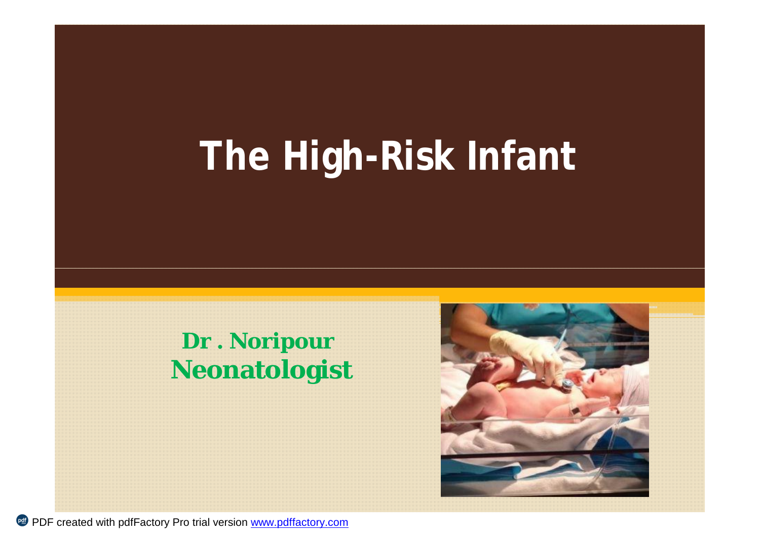# The High-Risk Infant

**Dr . Noripour**
**Neonatologist**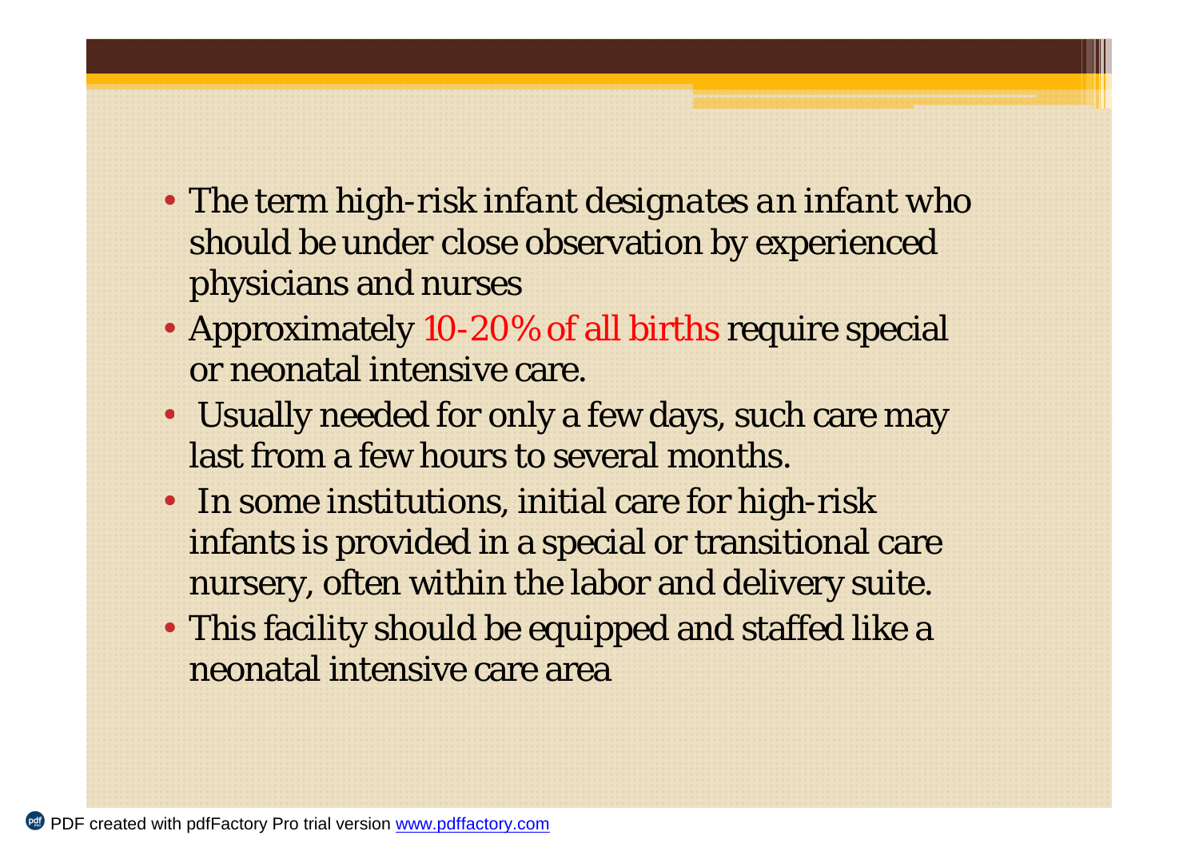- The term high-risk infant designates an infant who should be under close observation by experienced physicians and nurses
- Approximately 10-20% of all births require special or neonatal intensive care.
- Usually needed for only a few days, such care may last from a few hours to several months.
- In some institutions, initial care for high-risk infants is provided in a special or transitional care nursery, often within the labor and delivery suite.
- This facility should be equipped and staffed like a neonatal intensive care area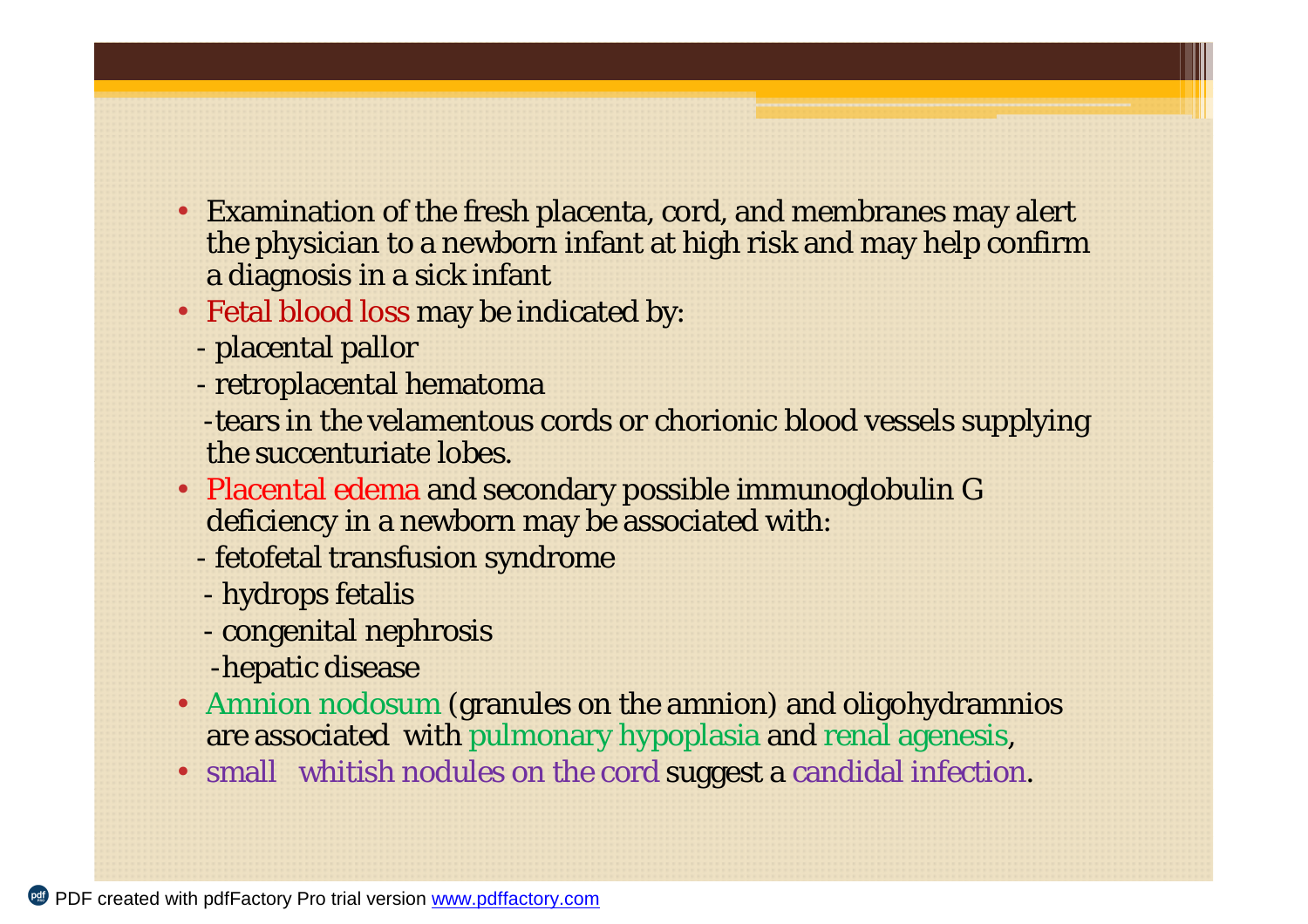- Examination of the fresh placenta, cord, and membranes may alert the physician to a newborn infant at high risk and may help confirm a diagnosis in a sick infant
- Fetal blood loss may be indicated by:
  - placental pallor
  - retroplacental hematoma
  - tears in the velamentous cords or chorionic blood vessels supplying the succenturiate lobes.
- Placental edema and secondary possible immunoglobulin G deficiency in a newborn may be associated with:
  - fetofetal transfusion syndrome
  - hydrops fetalis
  - congenital nephrosis
  - hepatic disease
- Amnion nodosum (granules on the amnion) and oligohydramnios are associated with pulmonary hypoplasia and renal agenesis,
- small whitish nodules on the cord suggest a candidal infection.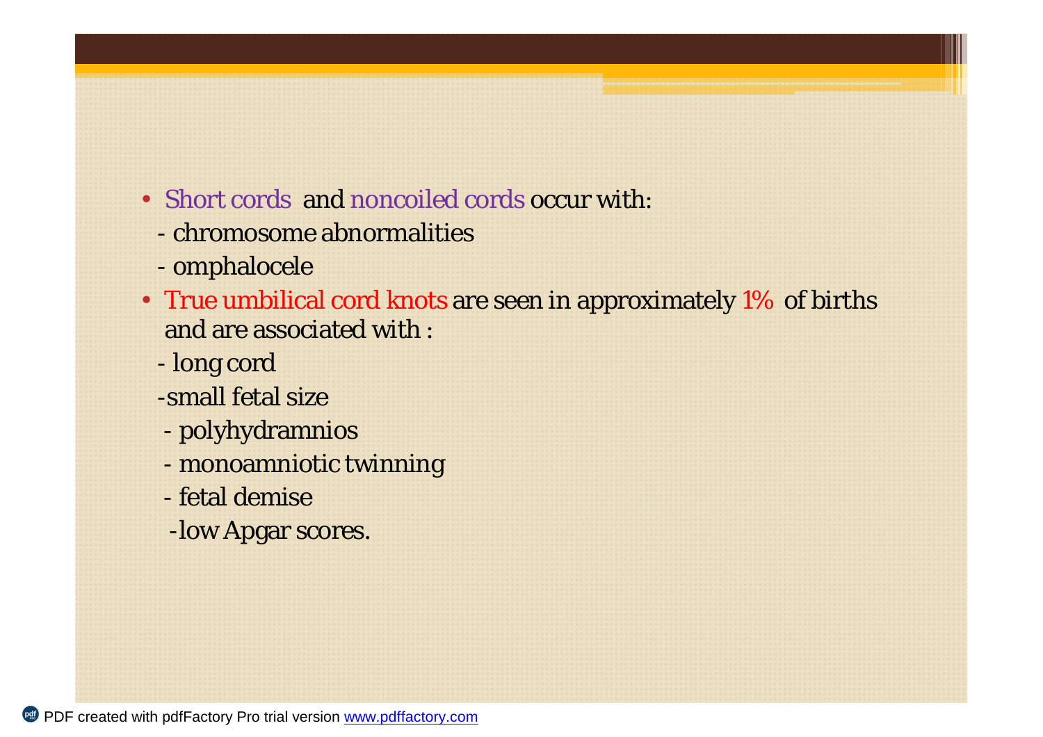- Short cords and noncoiled cords occur with:
  - chromosome abnormalities
  - omphalocele
- True umbilical cord knots are seen in approximately 1% of births and are associated with :
  - long cord
  - small fetal size
  - polyhydramnios
  - monoamniotic twinning
  - fetal demise
  - low Apgar scores.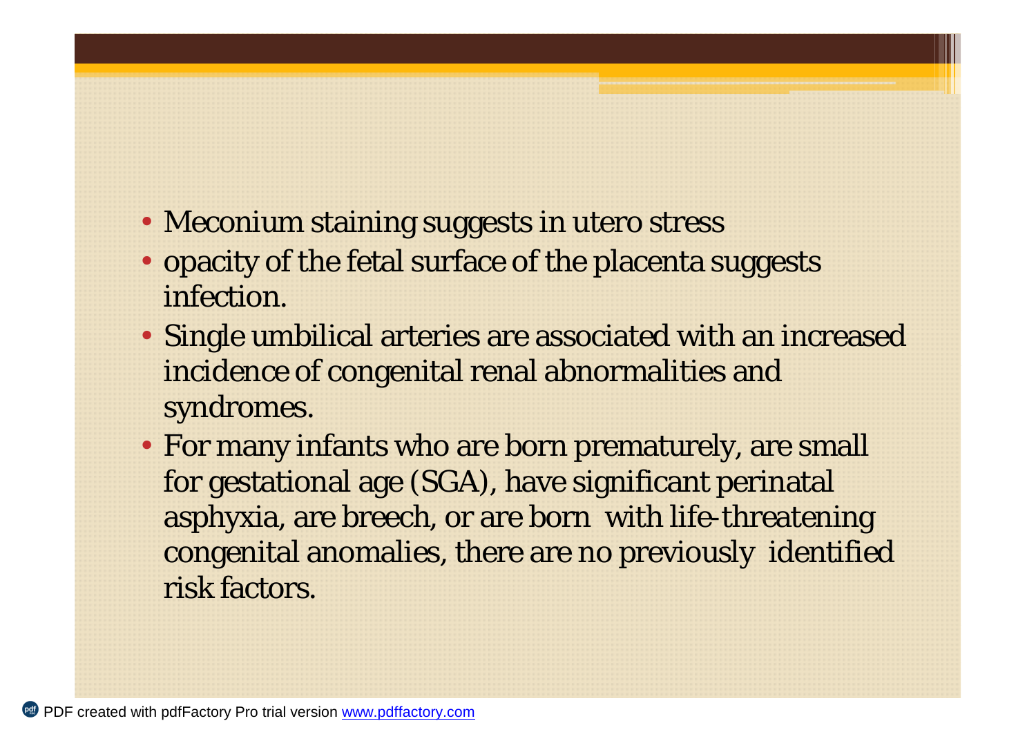- Meconium staining suggests in utero stress
- opacity of the fetal surface of the placenta suggests infection.
- Single umbilical arteries are associated with an increased incidence of congenital renal abnormalities and syndromes.
- For many infants who are born prematurely, are small for gestational age (SGA), have significant perinatal asphyxia, are breech, or are born with life-threatening congenital anomalies, there are no previously identified risk factors.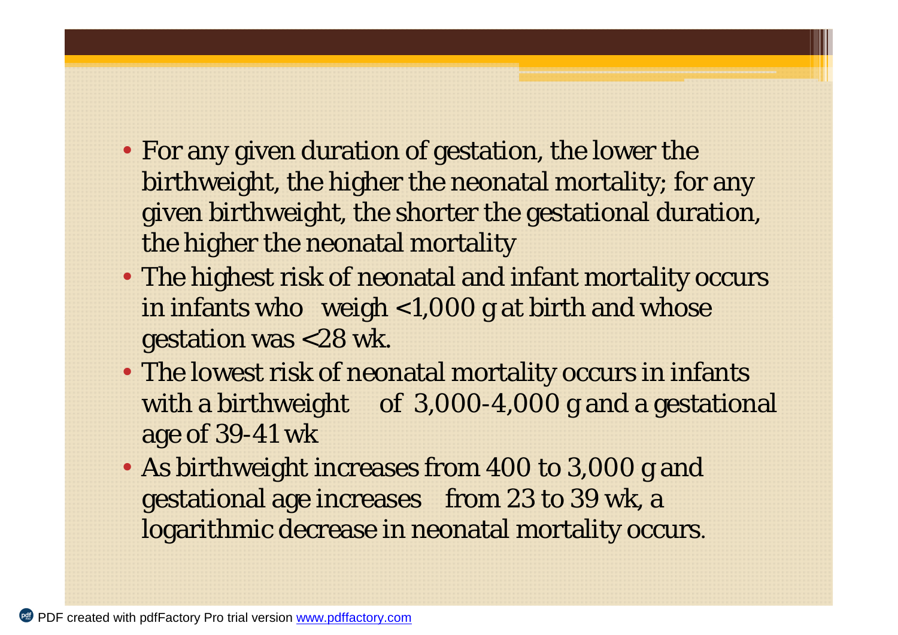- For any given duration of gestation, the lower the birthweight, the higher the neonatal mortality; for any given birthweight, the shorter the gestational duration, the higher the neonatal mortality
- The highest risk of neonatal and infant mortality occurs in infants who weigh <1,000 g at birth and whose gestation was <28 wk.
- The lowest risk of neonatal mortality occurs in infants with a birthweight of 3,000-4,000 g and a gestational age of 39-41 wk
- As birthweight increases from 400 to 3,000 g and gestational age increases from 23 to 39 wk, a logarithmic decrease in neonatal mortality occurs.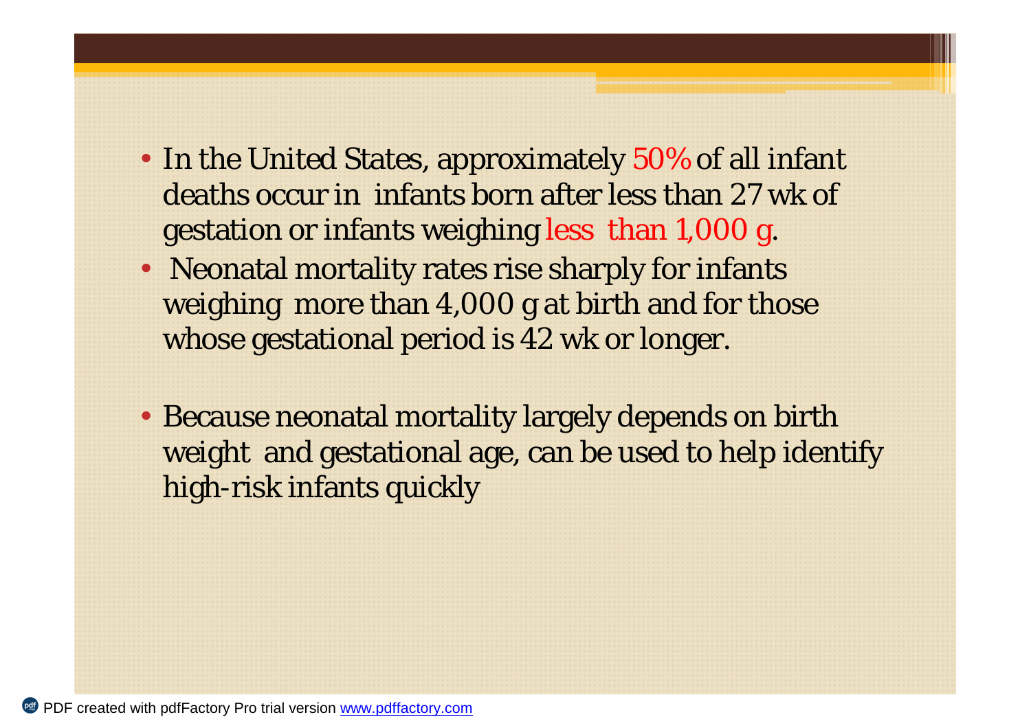- In the United States, approximately 50% of all infant deaths occur in infants born after less than 27 wk of gestation or infants weighing less than 1,000 g.
- Neonatal mortality rates rise sharply for infants weighing more than 4,000 g at birth and for those whose gestational period is 42 wk or longer.
- Because neonatal mortality largely depends on birth weight and gestational age, can be used to help identify high-risk infants quickly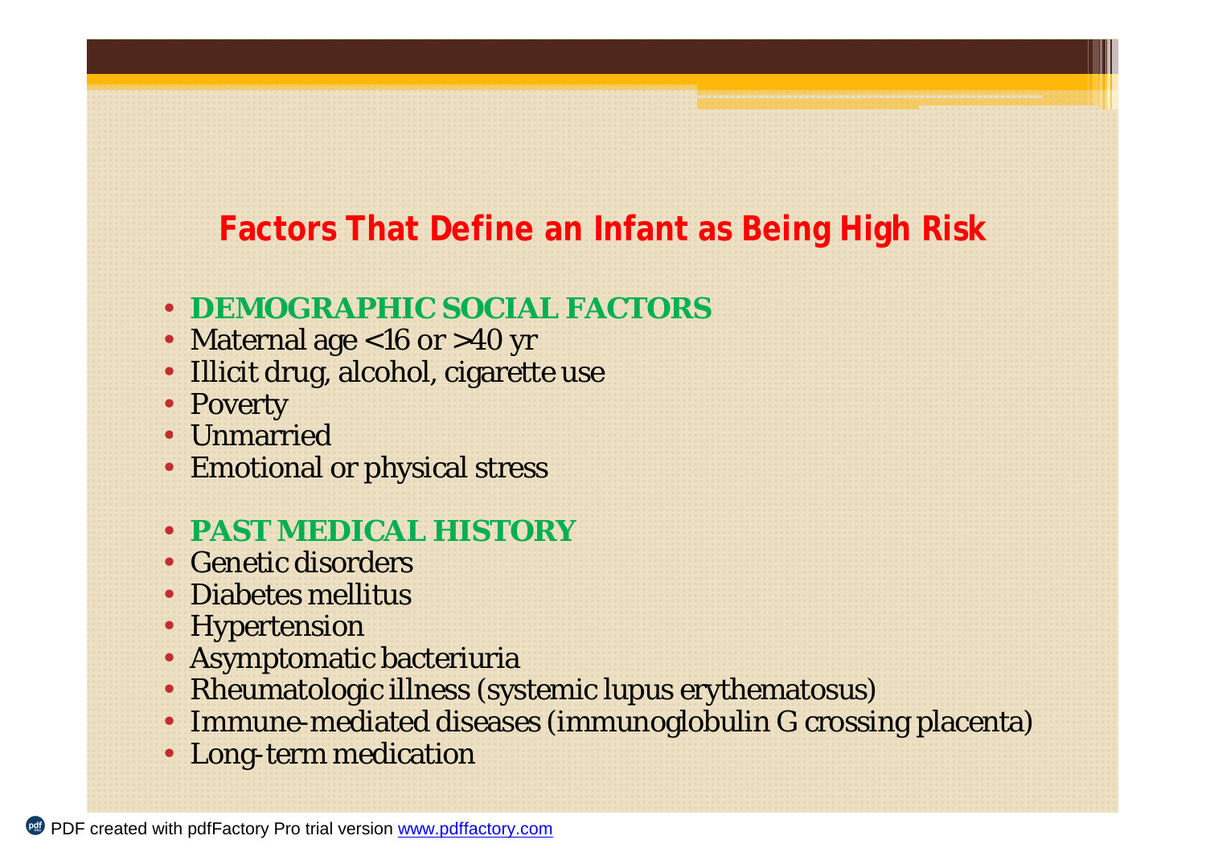# Factors That Define an Infant as Being High Risk

- **DEMOGRAPHIC SOCIAL FACTORS**
- Maternal age <16 or >40 yr
- Illicit drug, alcohol, cigarette use
- Poverty
- Unmarried
- Emotional or physical stress

- **PAST MEDICAL HISTORY**
- Genetic disorders
- Diabetes mellitus
- Hypertension
- Asymptomatic bacteriuria
- Rheumatologic illness (systemic lupus erythematosus)
- Immune-mediated diseases (immunoglobulin G crossing placenta)
- Long-term medication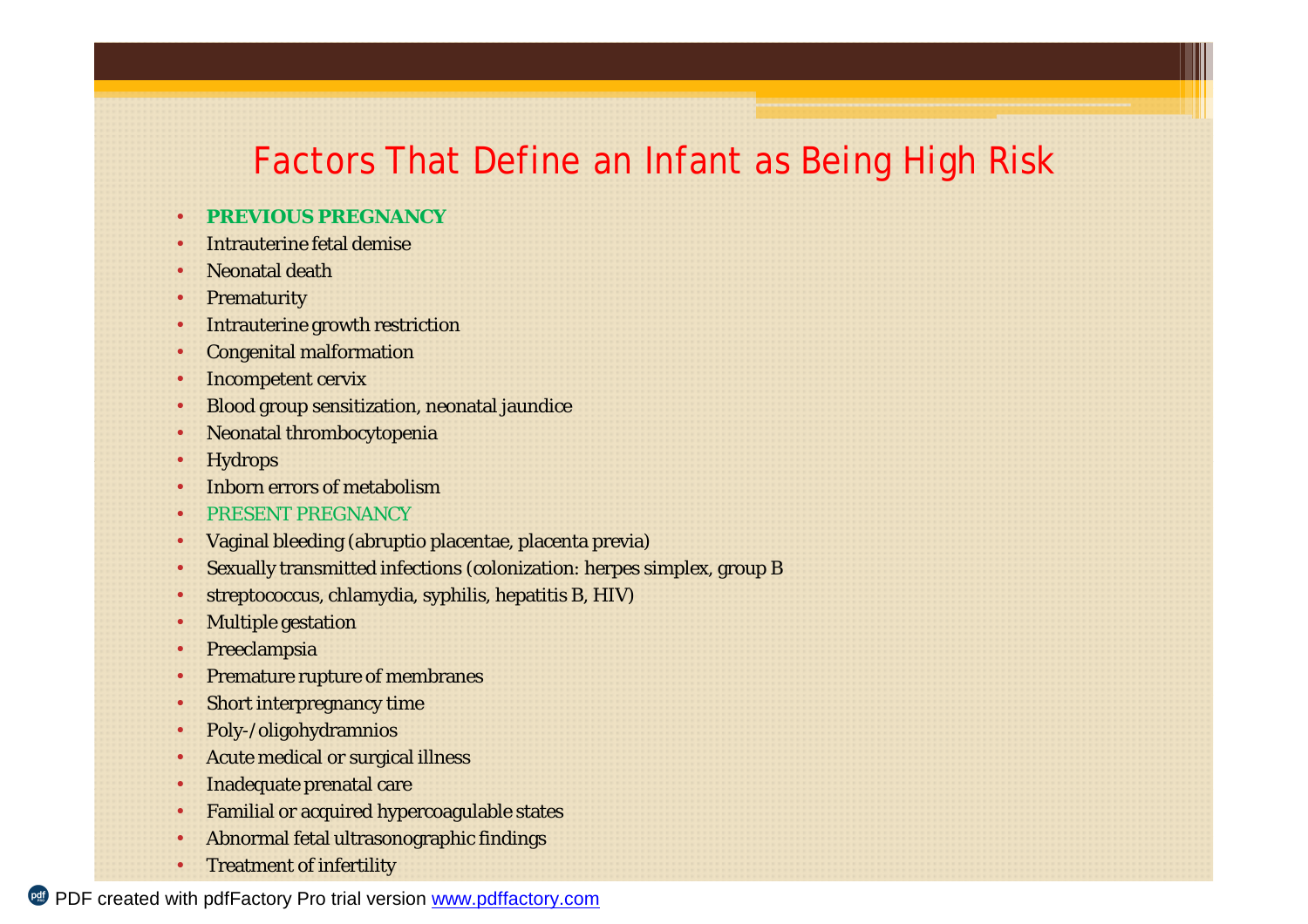# Factors That Define an Infant as Being High Risk

- **PREVIOUS PREGNANCY**
- Intrauterine fetal demise
- Neonatal death
- Prematurity
- Intrauterine growth restriction
- Congenital malformation
- Incompetent cervix
- Blood group sensitization, neonatal jaundice
- Neonatal thrombocytopenia
- Hydrops
- Inborn errors of metabolism
- PRESENT PREGNANCY
- Vaginal bleeding (abruptio placentae, placenta previa)
- Sexually transmitted infections (colonization: herpes simplex, group B
- streptococcus, chlamydia, syphilis, hepatitis B, HIV)
- Multiple gestation
- Preeclampsia
- Premature rupture of membranes
- Short interpregnancy time
- Poly-/oligohydramnios
- Acute medical or surgical illness
- Inadequate prenatal care
- Familial or acquired hypercoagulable states
- Abnormal fetal ultrasonographic findings
- Treatment of infertility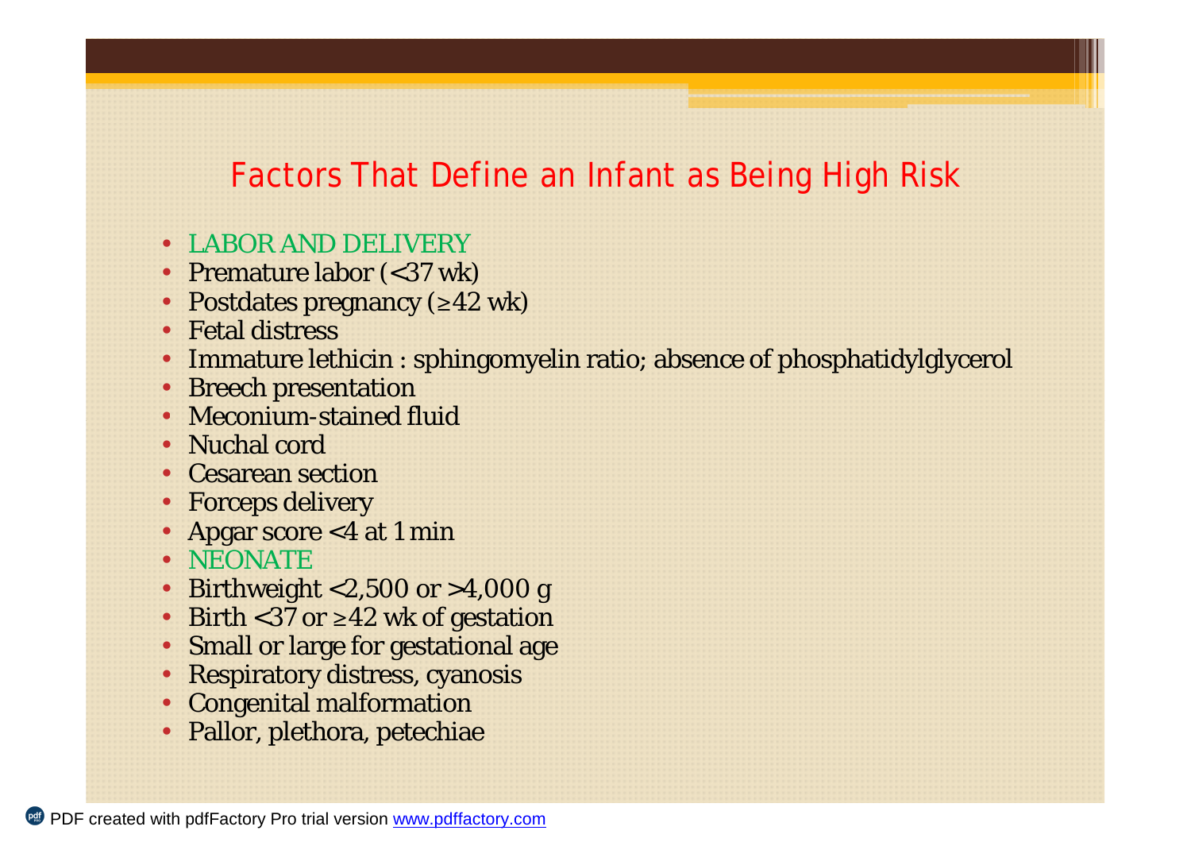# Factors That Define an Infant as Being High Risk

- LABOR AND DELIVERY
- Premature labor (<37 wk)
- Postdates pregnancy (≥42 wk)
- Fetal distress
- Immature lethicin : sphingomyelin ratio; absence of phosphatidylglycerol
- Breech presentation
- Meconium-stained fluid
- Nuchal cord
- Cesarean section
- Forceps delivery
- Apgar score <4 at 1 min
- NEONATE
- Birthweight <2,500 or >4,000 g
- Birth <37 or ≥42 wk of gestation
- Small or large for gestational age
- Respiratory distress, cyanosis
- Congenital malformation
- Pallor, plethora, petechiae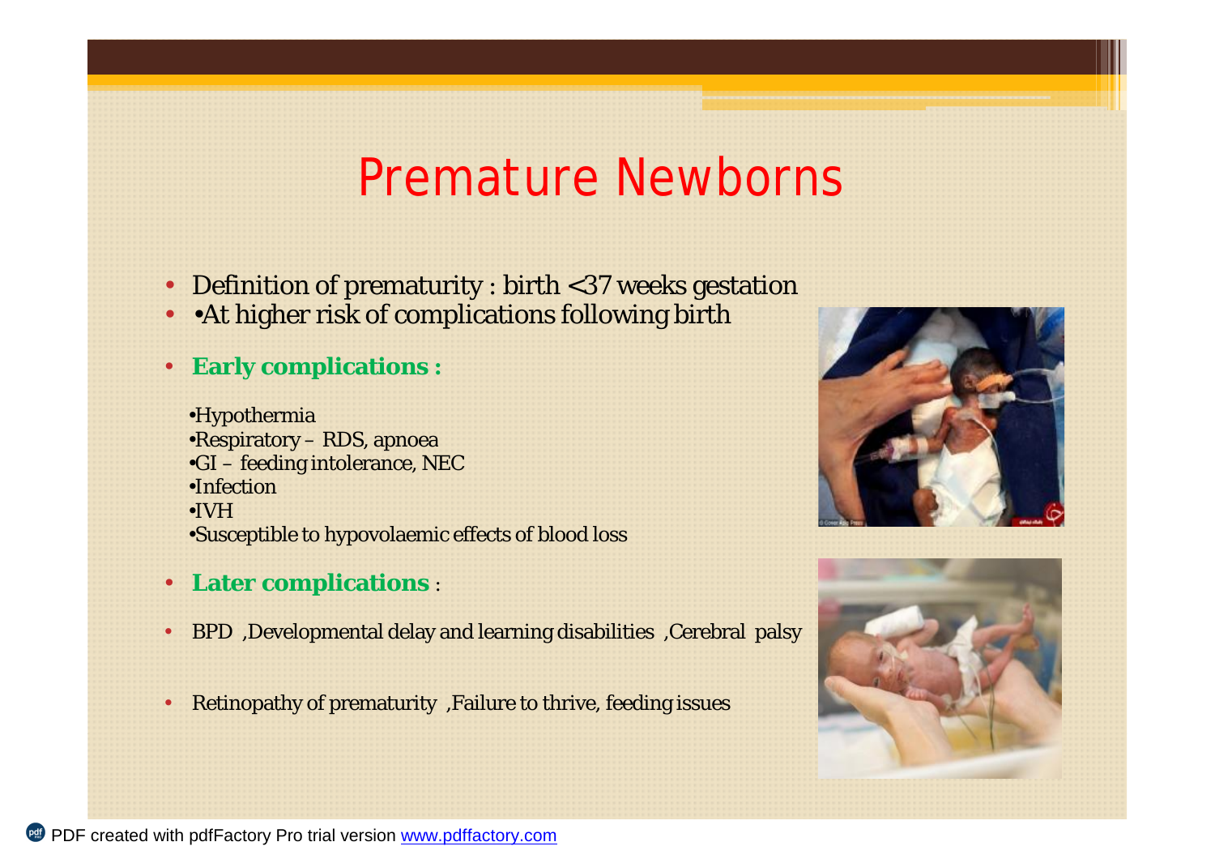# Premature Newborns

- Definition of prematurity : birth <37 weeks gestation
- •At higher risk of complications following birth
- **Early complications :**

  •Hypothermia
  •Respiratory – RDS, apnoea
  •GI – feeding intolerance, NEC
  •Infection
  •IVH
  •Susceptible to hypovolaemic effects of blood loss

- **Later complications** :
- BPD ,Developmental delay and learning disabilities ,Cerebral palsy
- Retinopathy of prematurity ,Failure to thrive, feeding issues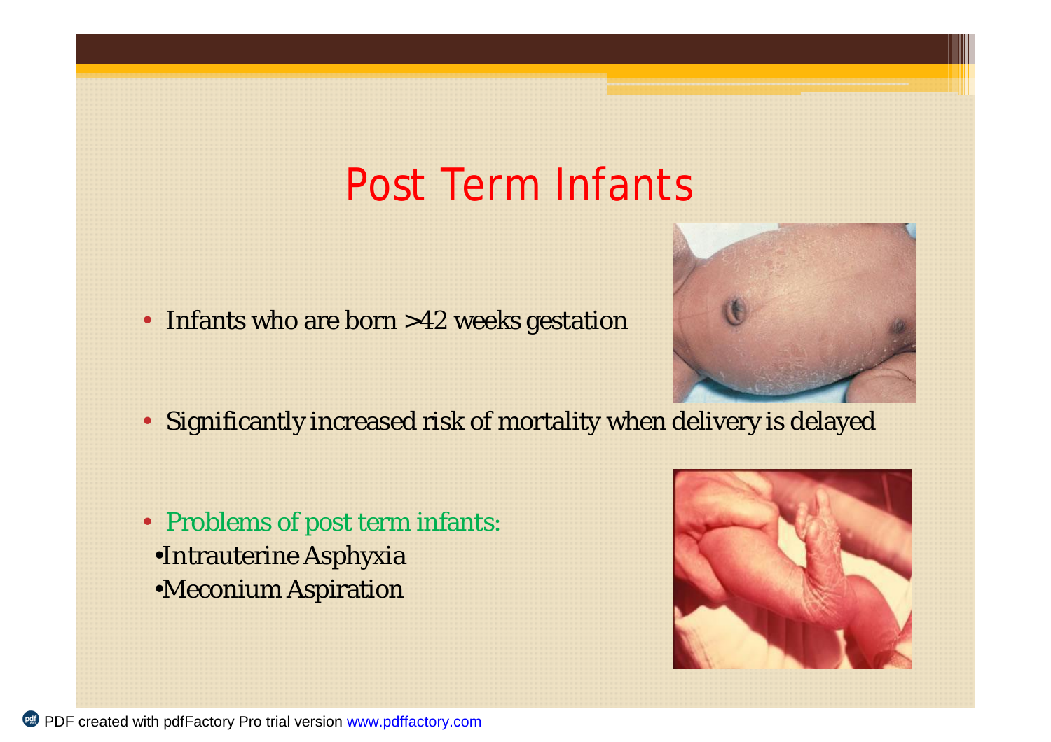# Post Term Infants

- Infants who are born >42 weeks gestation

- Significantly increased risk of mortality when delivery is delayed

- Problems of post term infants:
  - Intrauterine Asphyxia
  - Meconium Aspiration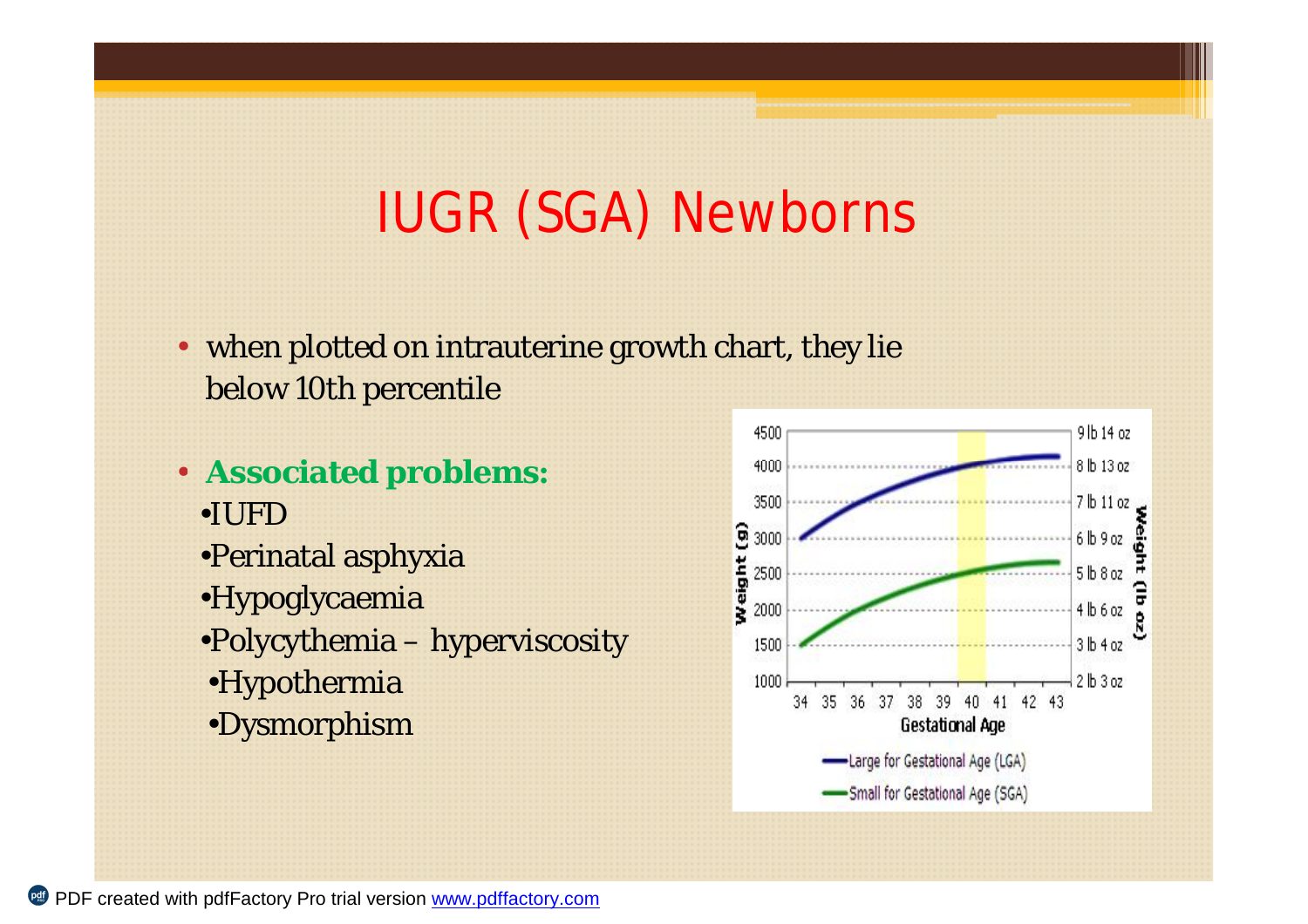# IUGR (SGA) Newborns

- when plotted on intrauterine growth chart, they lie below 10th percentile
- **Associated problems:**
  - IUFD
  - Perinatal asphyxia
  - Hypoglycaemia
  - Polycythemia – hyperviscosity
  - Hypothermia
  - Dysmorphism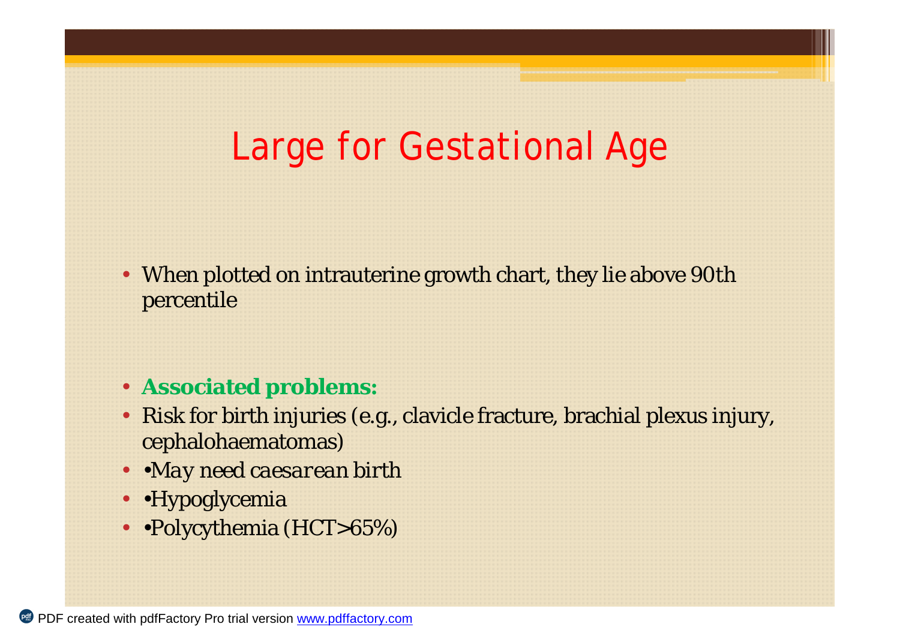# Large for Gestational Age

- When plotted on intrauterine growth chart, they lie above 90th percentile

- **Associated problems:**
- Risk for birth injuries (e.g., clavicle fracture, brachial plexus injury, cephalohaematomas)
- •May need caesarean birth
- •Hypoglycemia
- •Polycythemia (HCT>65%)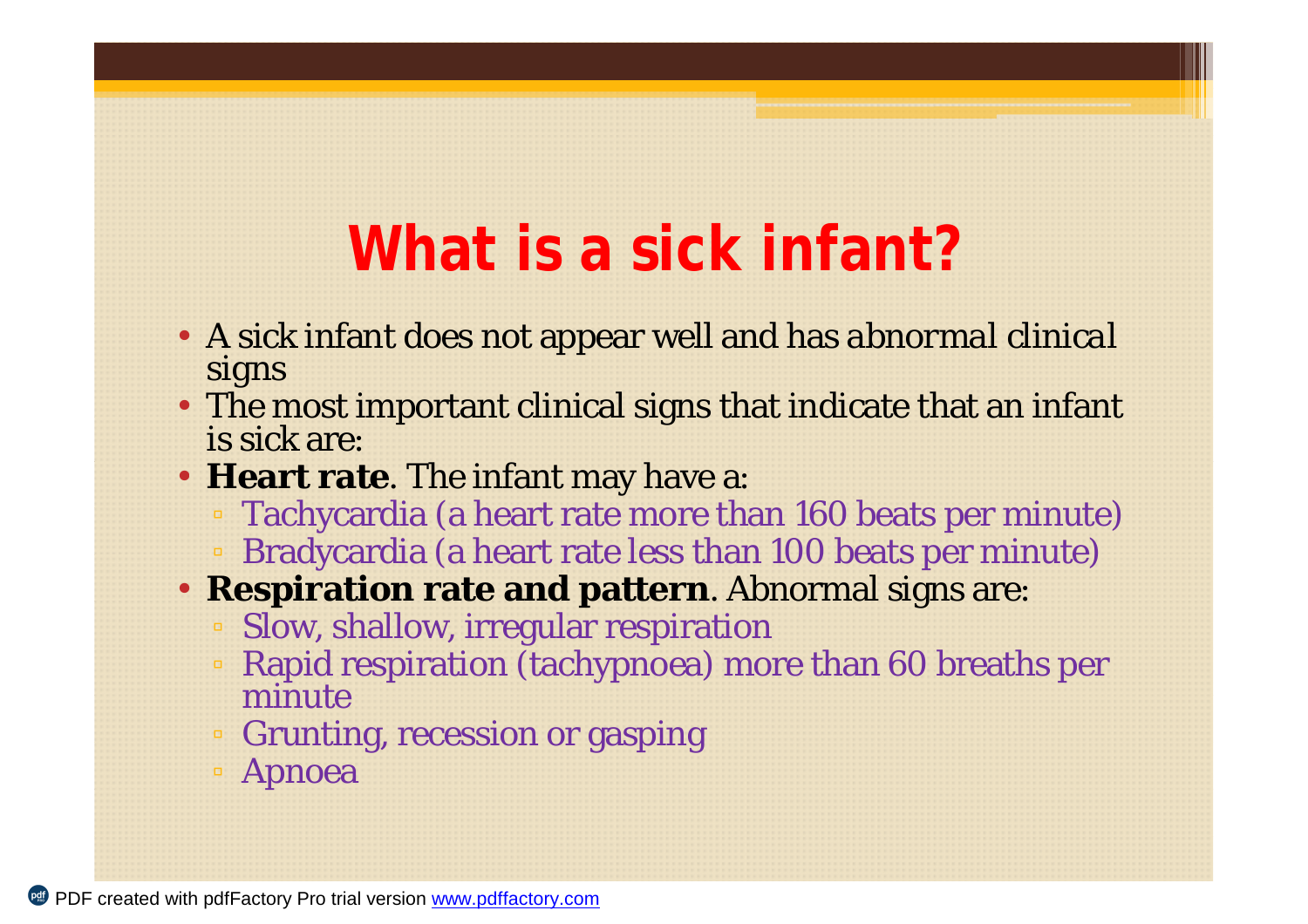# What is a sick infant?

- A sick infant does not appear well and has abnormal clinical signs
- The most important clinical signs that indicate that an infant is sick are:
- **Heart rate**. The infant may have a:
  - Tachycardia (a heart rate more than 160 beats per minute)
  - Bradycardia (a heart rate less than 100 beats per minute)
- **Respiration rate and pattern**. Abnormal signs are:
  - Slow, shallow, irregular respiration
  - Rapid respiration (tachypnoea) more than 60 breaths per minute
  - Grunting, recession or gasping
  - Apnoea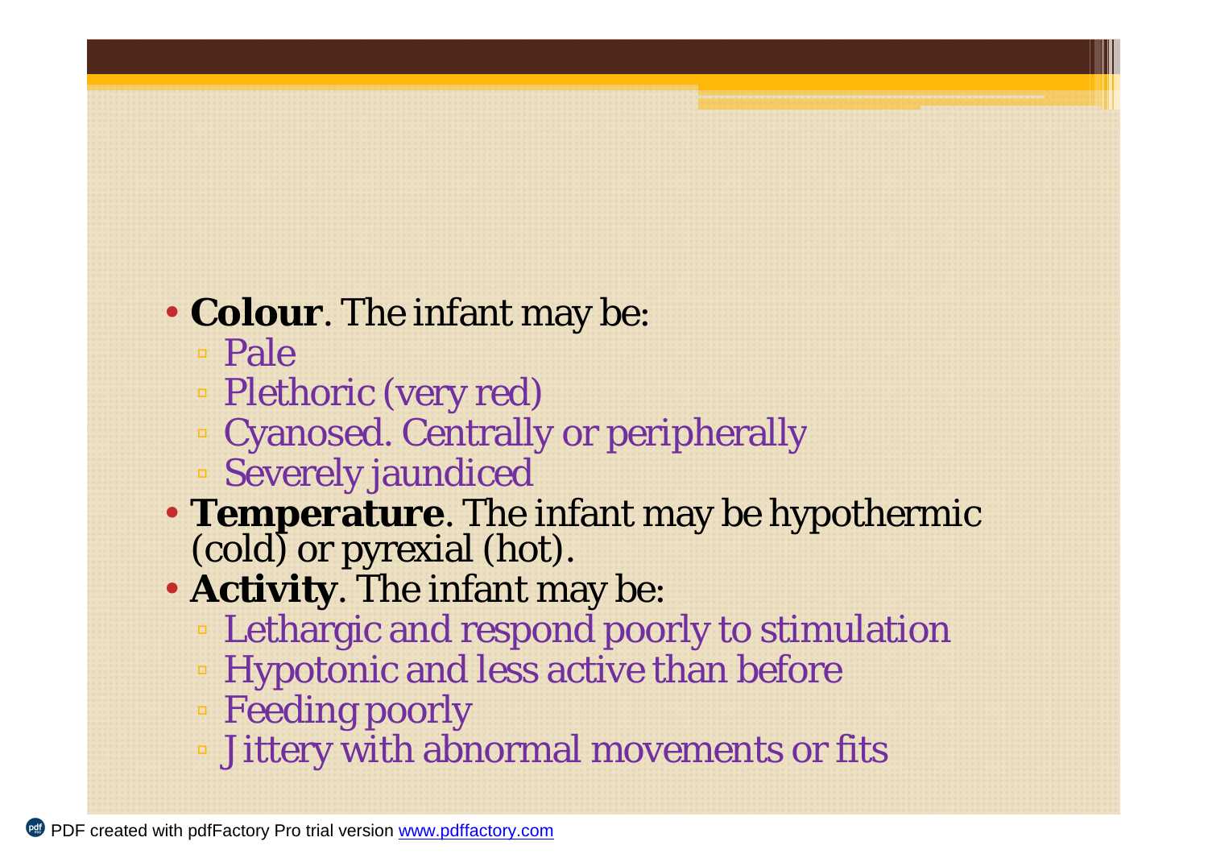- **Colour**. The infant may be:
  - Pale
  - Plethoric (very red)
  - Cyanosed. Centrally or peripherally
  - Severely jaundiced
- **Temperature**. The infant may be hypothermic (cold) or pyrexial (hot).
- **Activity**. The infant may be:
  - Lethargic and respond poorly to stimulation
  - Hypotonic and less active than before
  - Feeding poorly
  - Jittery with abnormal movements or fits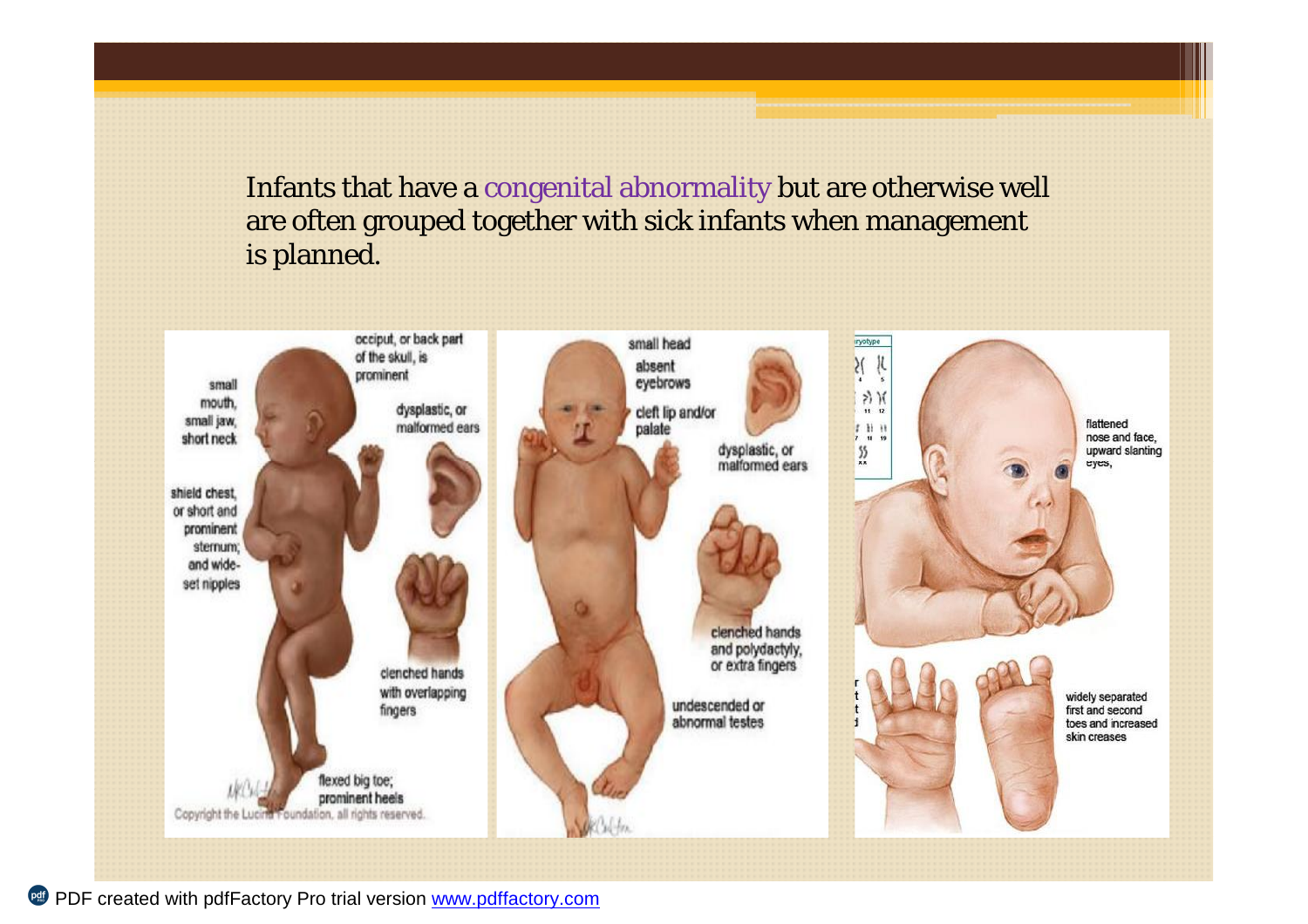Infants that have a congenital abnormality but are otherwise well are often grouped together with sick infants when management is planned.

occiput, or back part of the skull, is prominent

small mouth, small jaw, short neck

dysplastic, or malformed ears

shield chest, or short and prominent sternum; and wide-set nipples

clenched hands with overlapping fingers

flexed big toe; prominent heels

Copyright the Lucina Foundation, all rights reserved.

small head

absent eyebrows

cleft lip and/or palate

dysplastic, or malformed ears

clenched hands and polydactyly, or extra fingers

undescended or abnormal testes

flattened nose and face, upward slanting eyes,

widely separated first and second toes and increased skin creases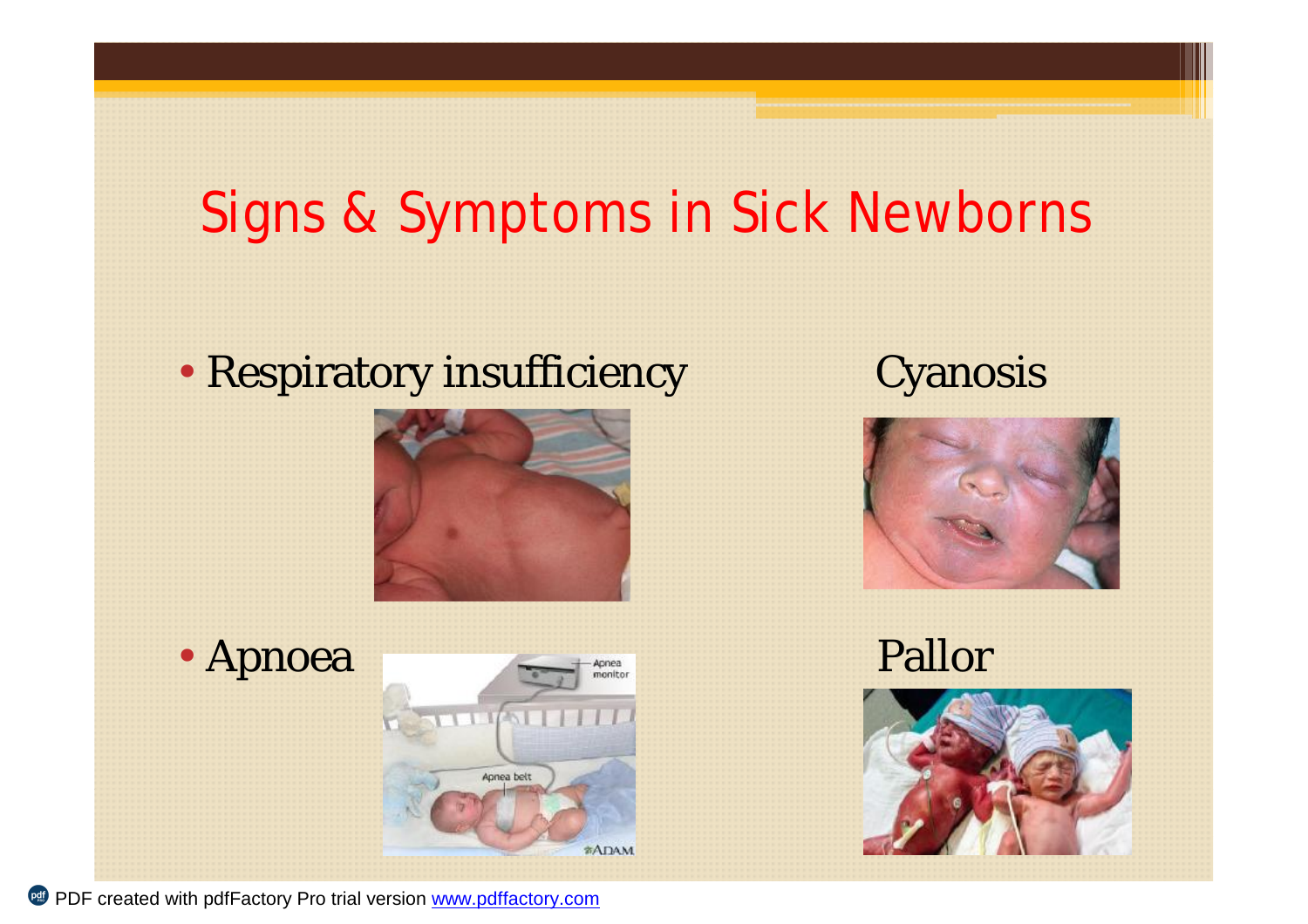# Signs & Symptoms in Sick Newborns

- Respiratory insufficiency

Cyanosis

- Apnoea

Pallor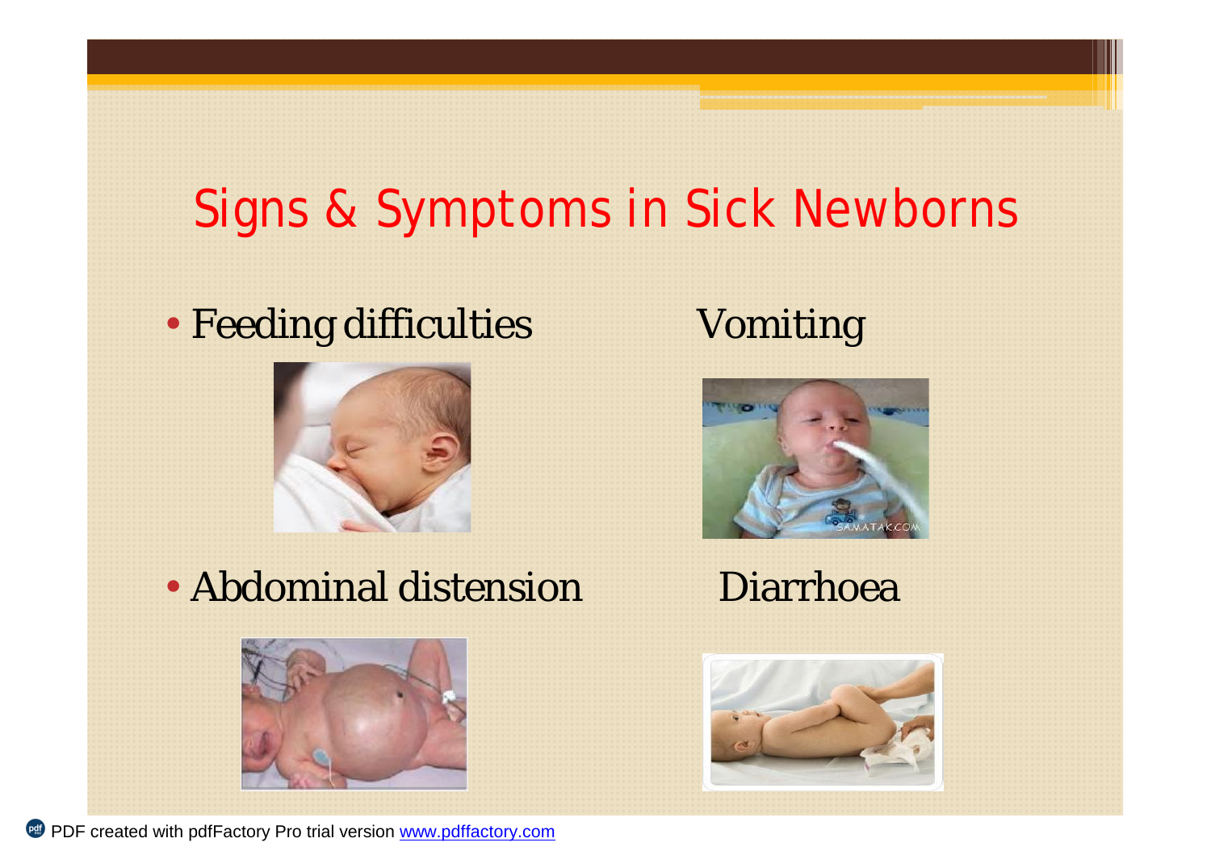# Signs & Symptoms in Sick Newborns

- Feeding difficulties
- Vomiting
- Abdominal distension
- Diarrhoea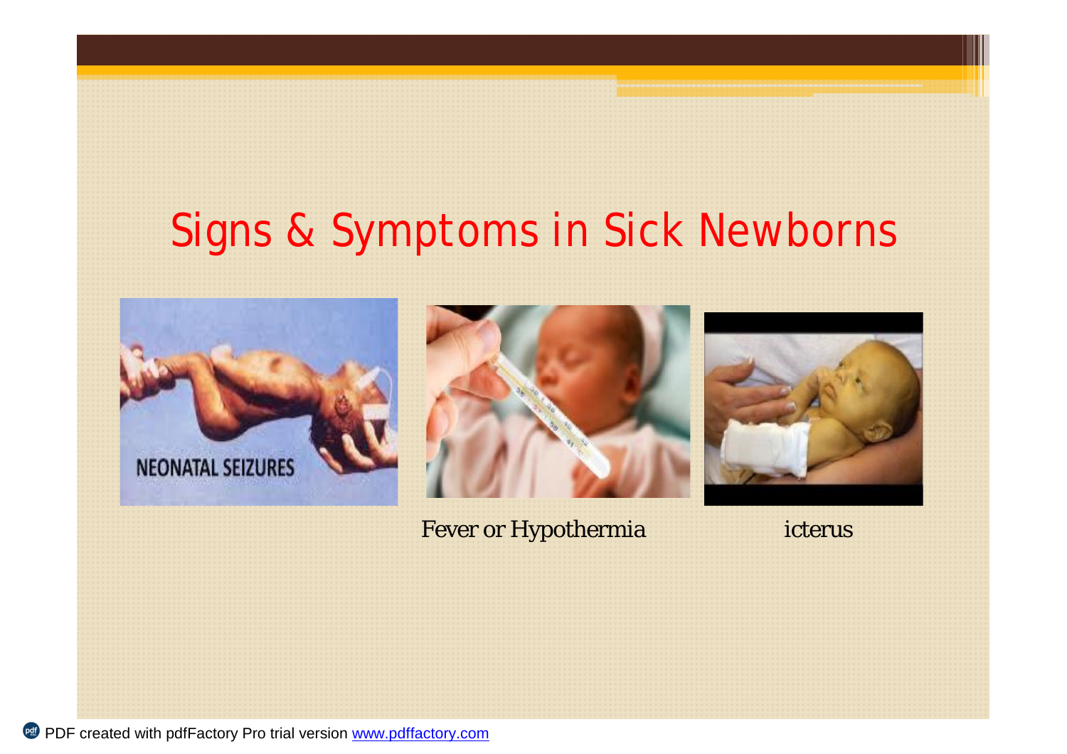# Signs & Symptoms in Sick Newborns

Fever or Hypothermia

icterus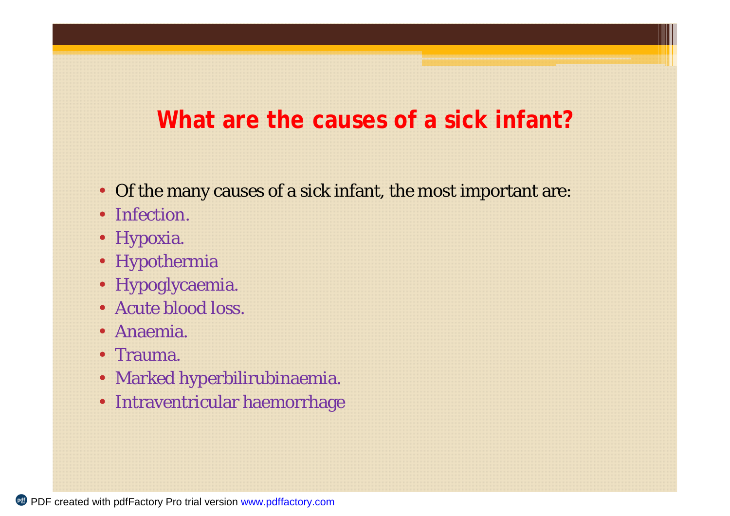## What are the causes of a sick infant?

- Of the many causes of a sick infant, the most important are:
- Infection.
- Hypoxia.
- Hypothermia
- Hypoglycaemia.
- Acute blood loss.
- Anaemia.
- Trauma.
- Marked hyperbilirubinaemia.
- Intraventricular haemorrhage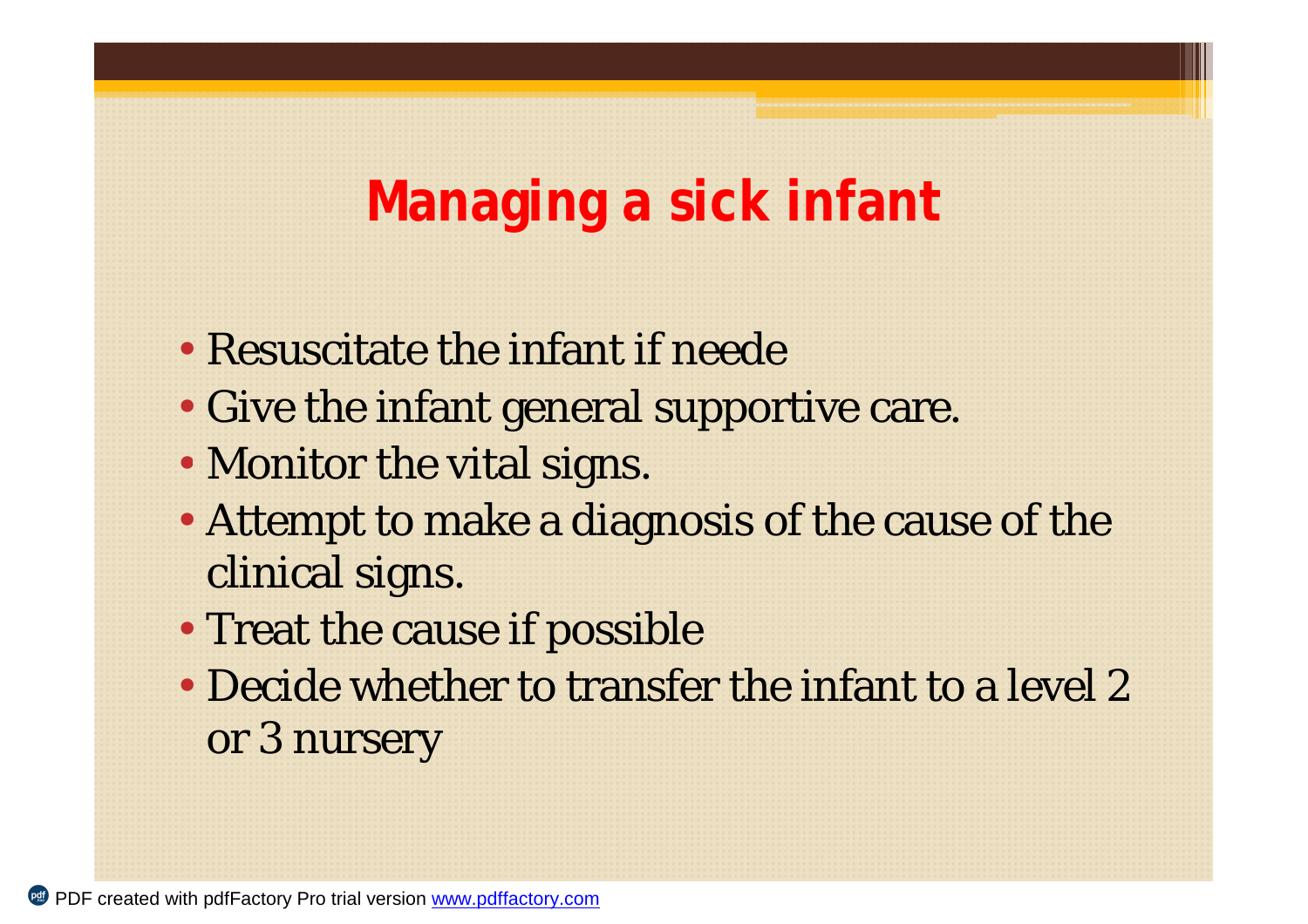# Managing a sick infant

- Resuscitate the infant if neede
- Give the infant general supportive care.
- Monitor the vital signs.
- Attempt to make a diagnosis of the cause of the clinical signs.
- Treat the cause if possible
- Decide whether to transfer the infant to a level 2 or 3 nursery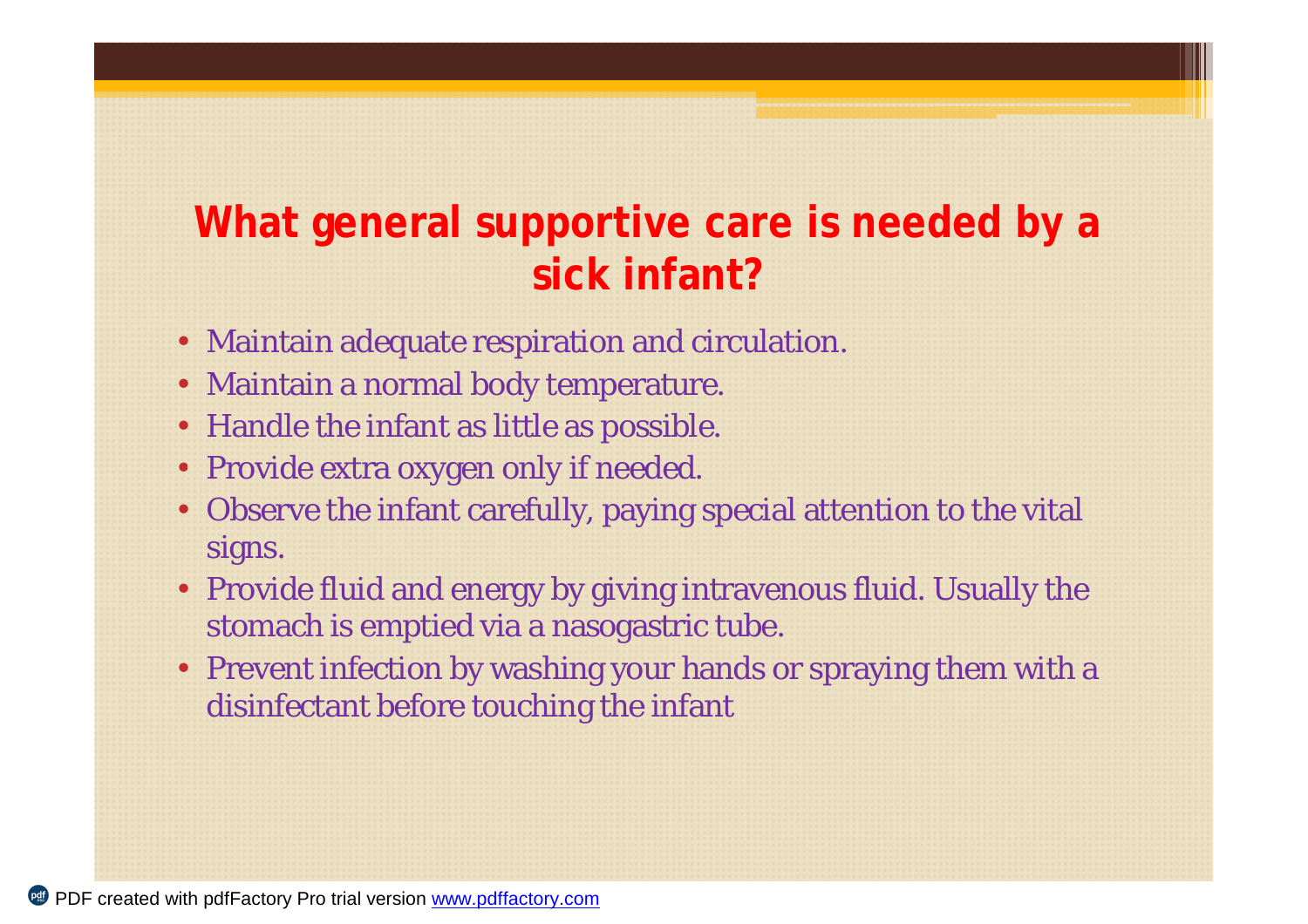# What general supportive care is needed by a sick infant?

- Maintain adequate respiration and circulation.
- Maintain a normal body temperature.
- Handle the infant as little as possible.
- Provide extra oxygen only if needed.
- Observe the infant carefully, paying special attention to the vital signs.
- Provide fluid and energy by giving intravenous fluid. Usually the stomach is emptied via a nasogastric tube.
- Prevent infection by washing your hands or spraying them with a disinfectant before touching the infant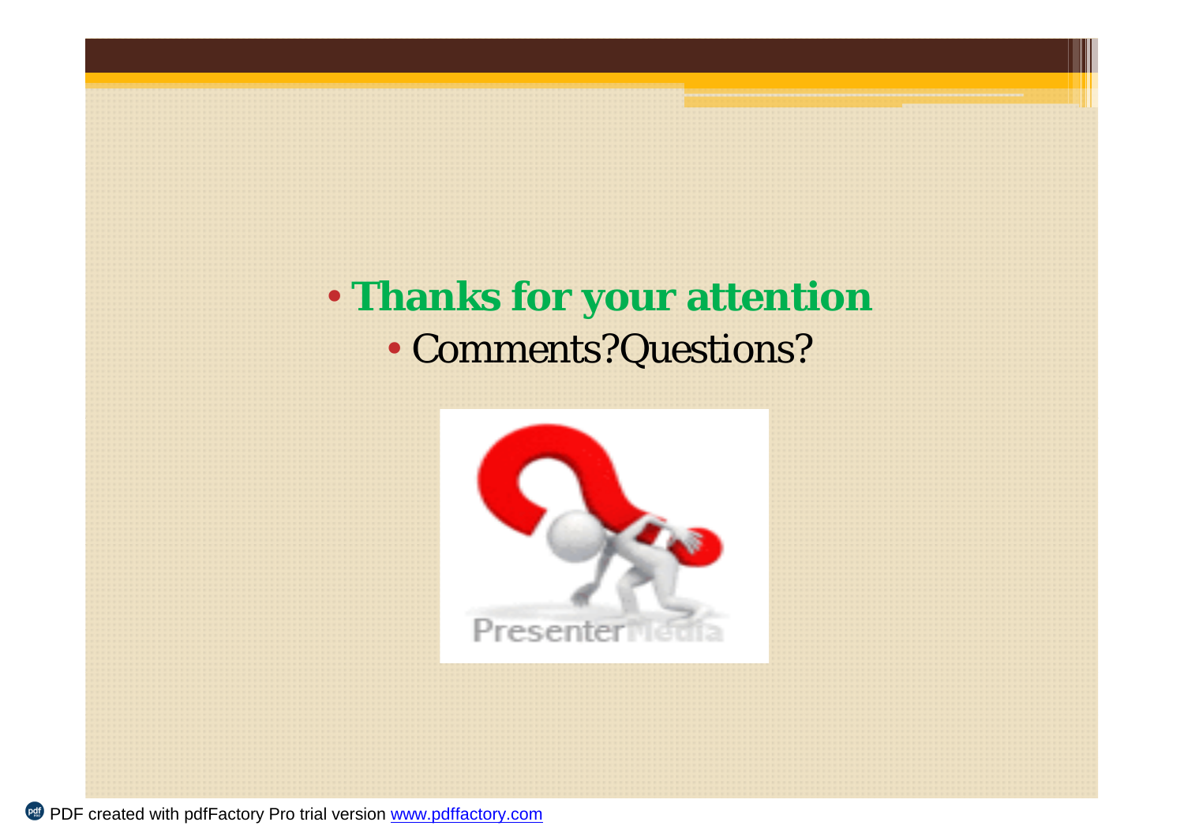- **Thanks for your attention**
  - Comments?Questions?